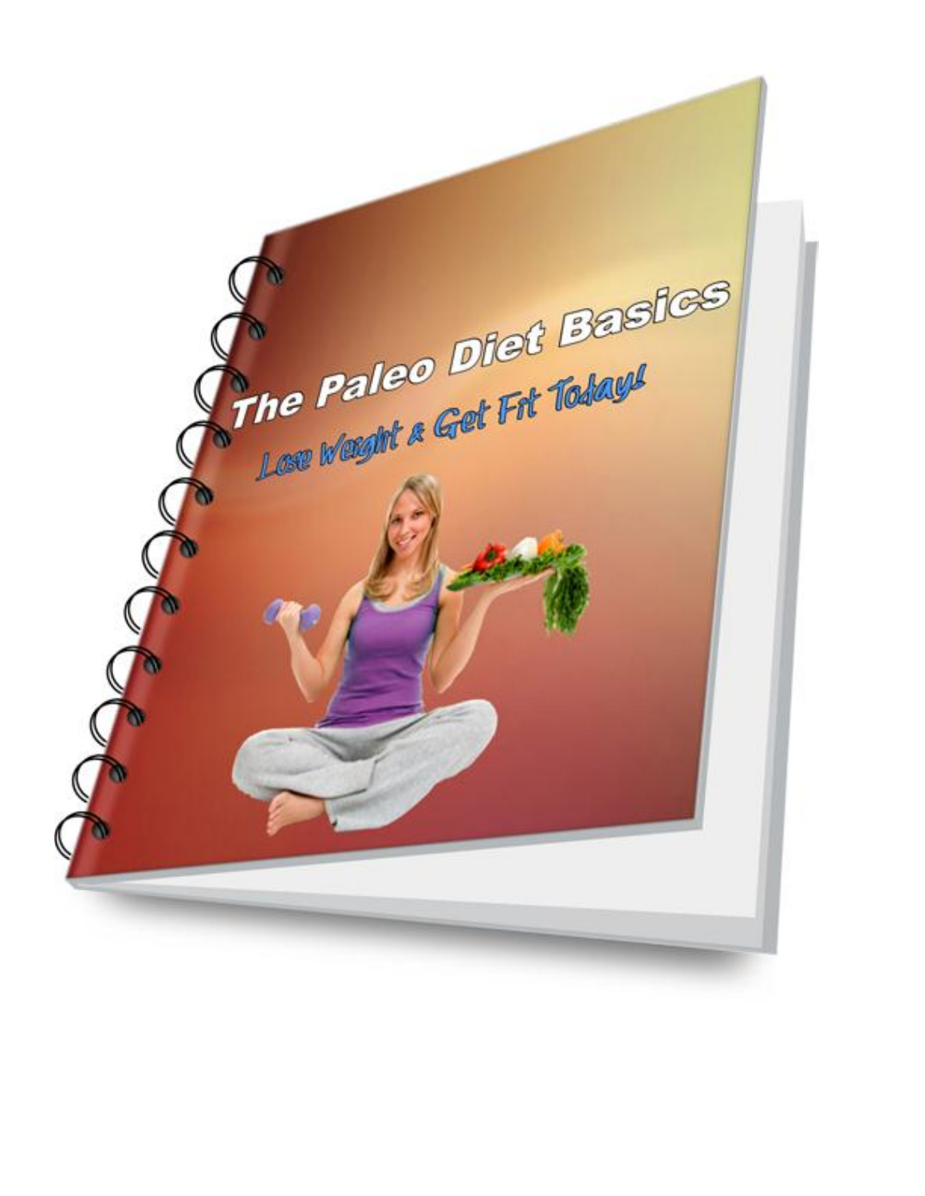# The Paleo Diet Basics

*Lose Weight & Get Fit Today!*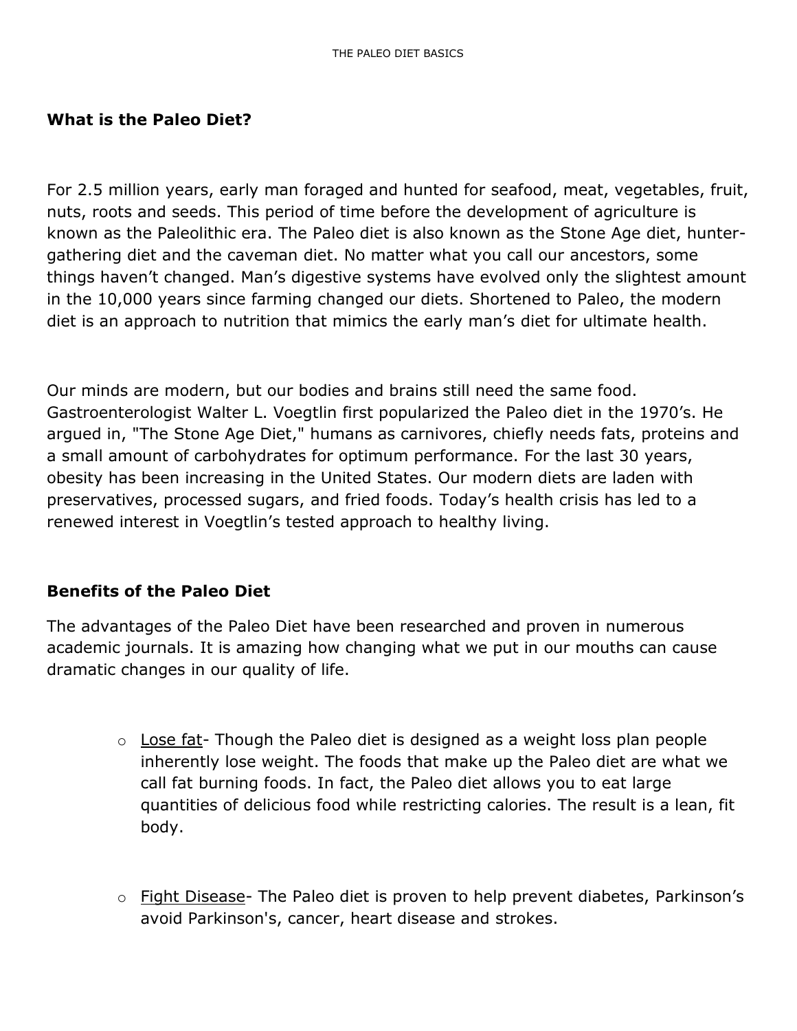## What is the Paleo Diet?

For 2.5 million years, early man foraged and hunted for seafood, meat, vegetables, fruit, nuts, roots and seeds. This period of time before the development of agriculture is known as the Paleolithic era. The Paleo diet is also known as the Stone Age diet, hunter-gathering diet and the caveman diet. No matter what you call our ancestors, some things haven't changed. Man's digestive systems have evolved only the slightest amount in the 10,000 years since farming changed our diets. Shortened to Paleo, the modern diet is an approach to nutrition that mimics the early man's diet for ultimate health.

Our minds are modern, but our bodies and brains still need the same food. Gastroenterologist Walter L. Voegtlin first popularized the Paleo diet in the 1970's. He argued in, "The Stone Age Diet," humans as carnivores, chiefly needs fats, proteins and a small amount of carbohydrates for optimum performance. For the last 30 years, obesity has been increasing in the United States. Our modern diets are laden with preservatives, processed sugars, and fried foods. Today's health crisis has led to a renewed interest in Voegtlin's tested approach to healthy living.

## Benefits of the Paleo Diet

The advantages of the Paleo Diet have been researched and proven in numerous academic journals. It is amazing how changing what we put in our mouths can cause dramatic changes in our quality of life.

- Lose fat- Though the Paleo diet is designed as a weight loss plan people inherently lose weight. The foods that make up the Paleo diet are what we call fat burning foods. In fact, the Paleo diet allows you to eat large quantities of delicious food while restricting calories. The result is a lean, fit body.

- Fight Disease- The Paleo diet is proven to help prevent diabetes, Parkinson's avoid Parkinson's, cancer, heart disease and strokes.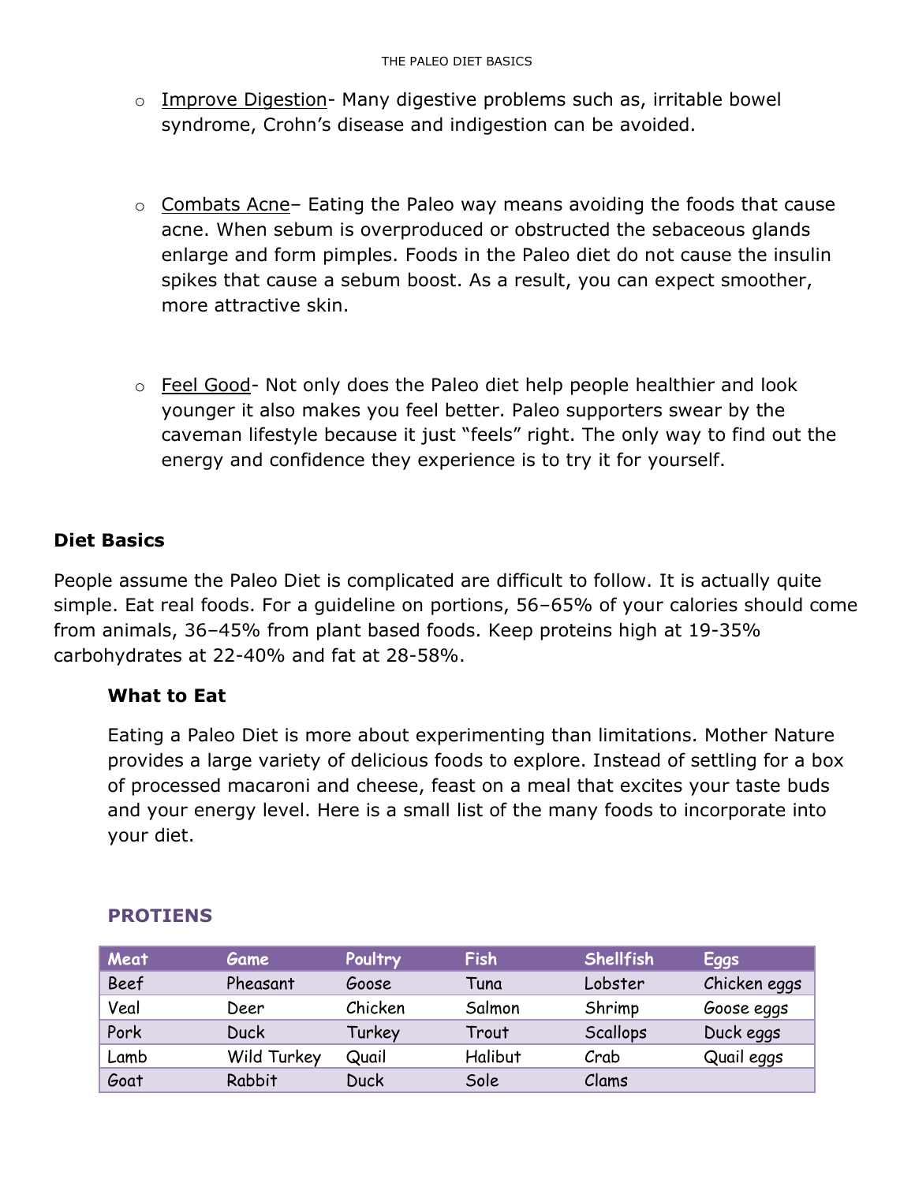- Improve Digestion- Many digestive problems such as, irritable bowel syndrome, Crohn's disease and indigestion can be avoided.

- Combats Acne– Eating the Paleo way means avoiding the foods that cause acne. When sebum is overproduced or obstructed the sebaceous glands enlarge and form pimples. Foods in the Paleo diet do not cause the insulin spikes that cause a sebum boost. As a result, you can expect smoother, more attractive skin.

- Feel Good- Not only does the Paleo diet help people healthier and look younger it also makes you feel better. Paleo supporters swear by the caveman lifestyle because it just "feels" right. The only way to find out the energy and confidence they experience is to try it for yourself.

## Diet Basics

People assume the Paleo Diet is complicated are difficult to follow. It is actually quite simple. Eat real foods. For a guideline on portions, 56–65% of your calories should come from animals, 36–45% from plant based foods. Keep proteins high at 19-35% carbohydrates at 22-40% and fat at 28-58%.

### What to Eat

Eating a Paleo Diet is more about experimenting than limitations. Mother Nature provides a large variety of delicious foods to explore. Instead of settling for a box of processed macaroni and cheese, feast on a meal that excites your taste buds and your energy level. Here is a small list of the many foods to incorporate into your diet.

#### PROTIENS

| Meat | Game | Poultry | Fish | Shellfish | Eggs |
|---|---|---|---|---|---|
| Beef | Pheasant | Goose | Tuna | Lobster | Chicken eggs |
| Veal | Deer | Chicken | Salmon | Shrimp | Goose eggs |
| Pork | Duck | Turkey | Trout | Scallops | Duck eggs |
| Lamb | Wild Turkey | Quail | Halibut | Crab | Quail eggs |
| Goat | Rabbit | Duck | Sole | Clams | |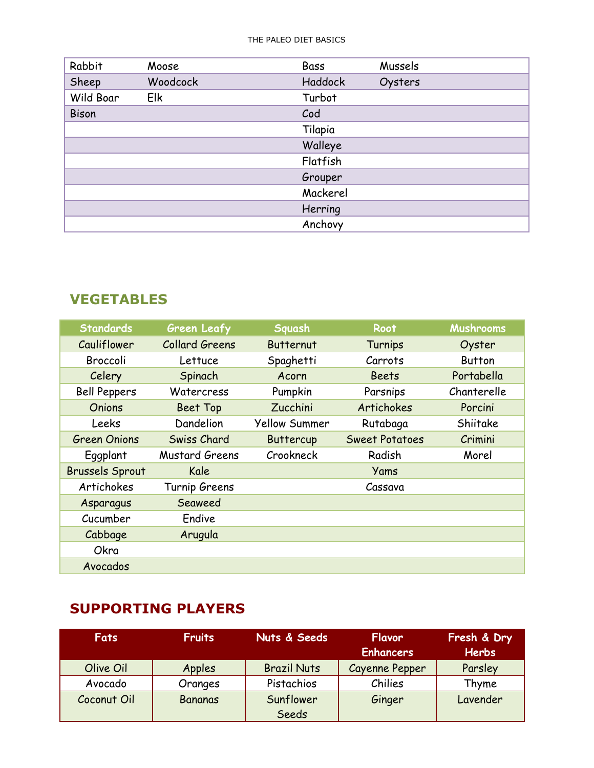| | | | | |
|---|---|---|---|---|
| Rabbit | Moose | | Bass | Mussels |
| Sheep | Woodcock | | Haddock | Oysters |
| Wild Boar | Elk | | Turbot | |
| Bison | | | Cod | |
| | | | Tilapia | |
| | | | Walleye | |
| | | | Flatfish | |
| | | | Grouper | |
| | | | Mackerel | |
| | | | Herring | |
| | | | Anchovy | |

## VEGETABLES

| Standards | Green Leafy | Squash | Root | Mushrooms |
|---|---|---|---|---|
| Cauliflower | Collard Greens | Butternut | Turnips | Oyster |
| Broccoli | Lettuce | Spaghetti | Carrots | Button |
| Celery | Spinach | Acorn | Beets | Portabella |
| Bell Peppers | Watercress | Pumpkin | Parsnips | Chanterelle |
| Onions | Beet Top | Zucchini | Artichokes | Porcini |
| Leeks | Dandelion | Yellow Summer | Rutabaga | Shiitake |
| Green Onions | Swiss Chard | Buttercup | Sweet Potatoes | Crimini |
| Eggplant | Mustard Greens | Crookneck | Radish | Morel |
| Brussels Sprout | Kale | | Yams | |
| Artichokes | Turnip Greens | | Cassava | |
| Asparagus | Seaweed | | | |
| Cucumber | Endive | | | |
| Cabbage | Arugula | | | |
| Okra | | | | |
| Avocados | | | | |

## SUPPORTING PLAYERS

| Fats | Fruits | Nuts & Seeds | Flavor Enhancers | Fresh & Dry Herbs |
|---|---|---|---|---|
| Olive Oil | Apples | Brazil Nuts | Cayenne Pepper | Parsley |
| Avocado | Oranges | Pistachios | Chilies | Thyme |
| Coconut Oil | Bananas | Sunflower Seeds | Ginger | Lavender |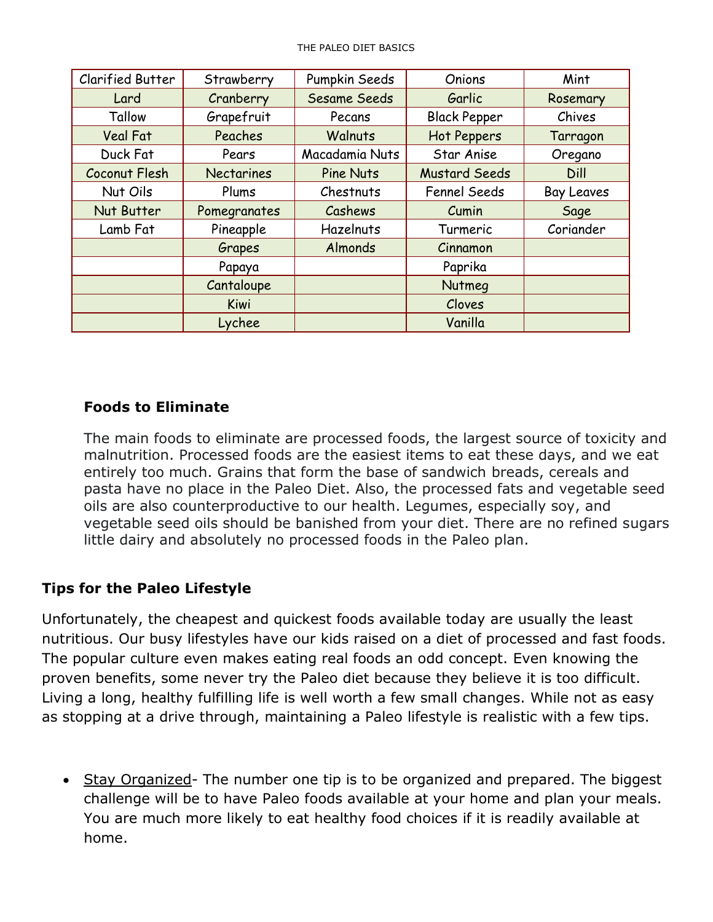| Clarified Butter | Strawberry | Pumpkin Seeds | Onions | Mint |
| --- | --- | --- | --- | --- |
| Lard | Cranberry | Sesame Seeds | Garlic | Rosemary |
| Tallow | Grapefruit | Pecans | Black Pepper | Chives |
| Veal Fat | Peaches | Walnuts | Hot Peppers | Tarragon |
| Duck Fat | Pears | Macadamia Nuts | Star Anise | Oregano |
| Coconut Flesh | Nectarines | Pine Nuts | Mustard Seeds | Dill |
| Nut Oils | Plums | Chestnuts | Fennel Seeds | Bay Leaves |
| Nut Butter | Pomegranates | Cashews | Cumin | Sage |
| Lamb Fat | Pineapple | Hazelnuts | Turmeric | Coriander |
| | Grapes | Almonds | Cinnamon | |
| | Papaya | | Paprika | |
| | Cantaloupe | | Nutmeg | |
| | Kiwi | | Cloves | |
| | Lychee | | Vanilla | |

### Foods to Eliminate

The main foods to eliminate are processed foods, the largest source of toxicity and malnutrition. Processed foods are the easiest items to eat these days, and we eat entirely too much. Grains that form the base of sandwich breads, cereals and pasta have no place in the Paleo Diet. Also, the processed fats and vegetable seed oils are also counterproductive to our health. Legumes, especially soy, and vegetable seed oils should be banished from your diet. There are no refined sugars little dairy and absolutely no processed foods in the Paleo plan.

### Tips for the Paleo Lifestyle

Unfortunately, the cheapest and quickest foods available today are usually the least nutritious. Our busy lifestyles have our kids raised on a diet of processed and fast foods. The popular culture even makes eating real foods an odd concept. Even knowing the proven benefits, some never try the Paleo diet because they believe it is too difficult. Living a long, healthy fulfilling life is well worth a few small changes. While not as easy as stopping at a drive through, maintaining a Paleo lifestyle is realistic with a few tips.

- Stay Organized- The number one tip is to be organized and prepared. The biggest challenge will be to have Paleo foods available at your home and plan your meals. You are much more likely to eat healthy food choices if it is readily available at home.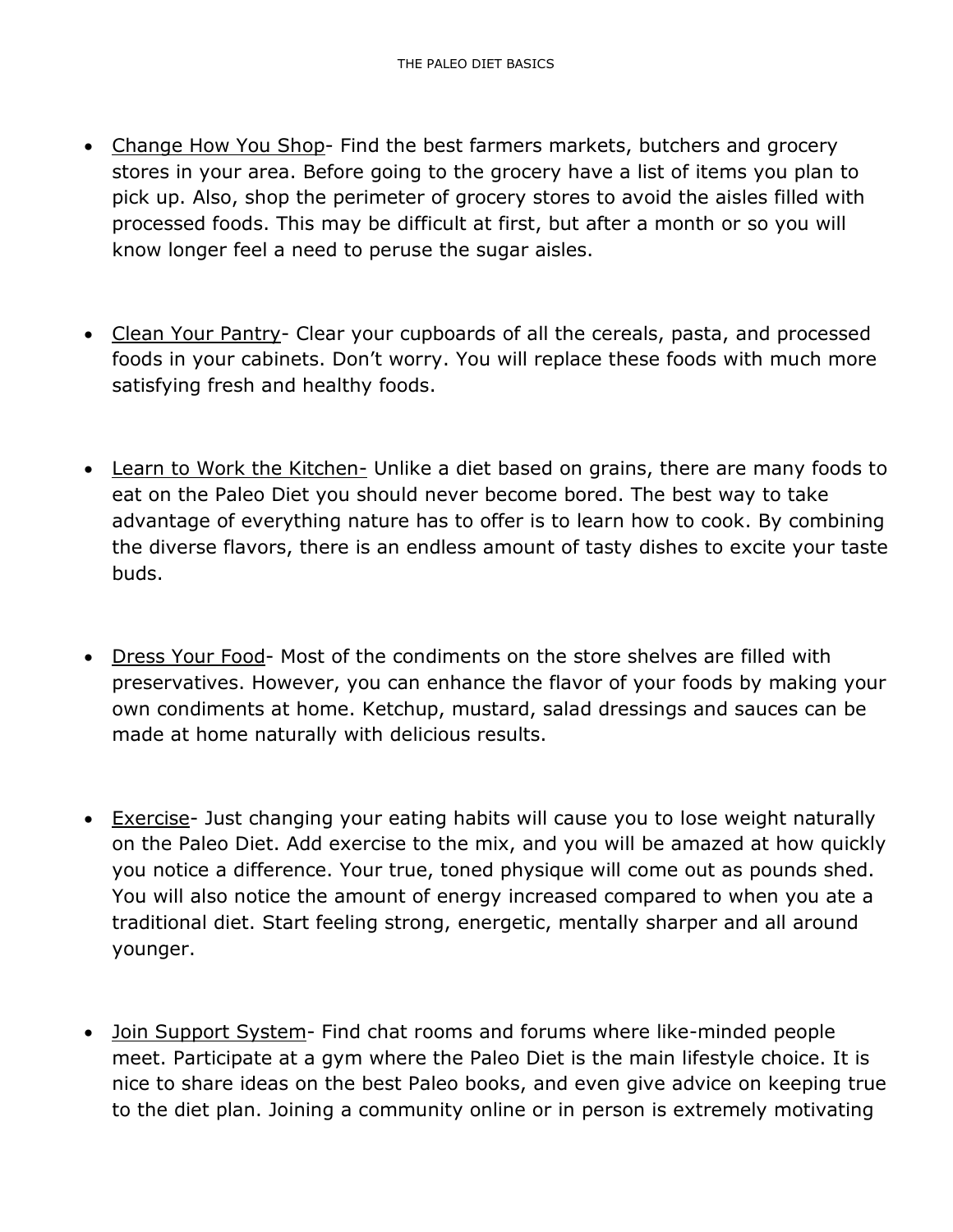- <u>Change How You Shop</u>- Find the best farmers markets, butchers and grocery stores in your area. Before going to the grocery have a list of items you plan to pick up. Also, shop the perimeter of grocery stores to avoid the aisles filled with processed foods. This may be difficult at first, but after a month or so you will know longer feel a need to peruse the sugar aisles.

- <u>Clean Your Pantry</u>- Clear your cupboards of all the cereals, pasta, and processed foods in your cabinets. Don't worry. You will replace these foods with much more satisfying fresh and healthy foods.

- <u>Learn to Work the Kitchen-</u> Unlike a diet based on grains, there are many foods to eat on the Paleo Diet you should never become bored. The best way to take advantage of everything nature has to offer is to learn how to cook. By combining the diverse flavors, there is an endless amount of tasty dishes to excite your taste buds.

- <u>Dress Your Food</u>- Most of the condiments on the store shelves are filled with preservatives. However, you can enhance the flavor of your foods by making your own condiments at home. Ketchup, mustard, salad dressings and sauces can be made at home naturally with delicious results.

- <u>Exercise</u>- Just changing your eating habits will cause you to lose weight naturally on the Paleo Diet. Add exercise to the mix, and you will be amazed at how quickly you notice a difference. Your true, toned physique will come out as pounds shed. You will also notice the amount of energy increased compared to when you ate a traditional diet. Start feeling strong, energetic, mentally sharper and all around younger.

- <u>Join Support System</u>- Find chat rooms and forums where like-minded people meet. Participate at a gym where the Paleo Diet is the main lifestyle choice. It is nice to share ideas on the best Paleo books, and even give advice on keeping true to the diet plan. Joining a community online or in person is extremely motivating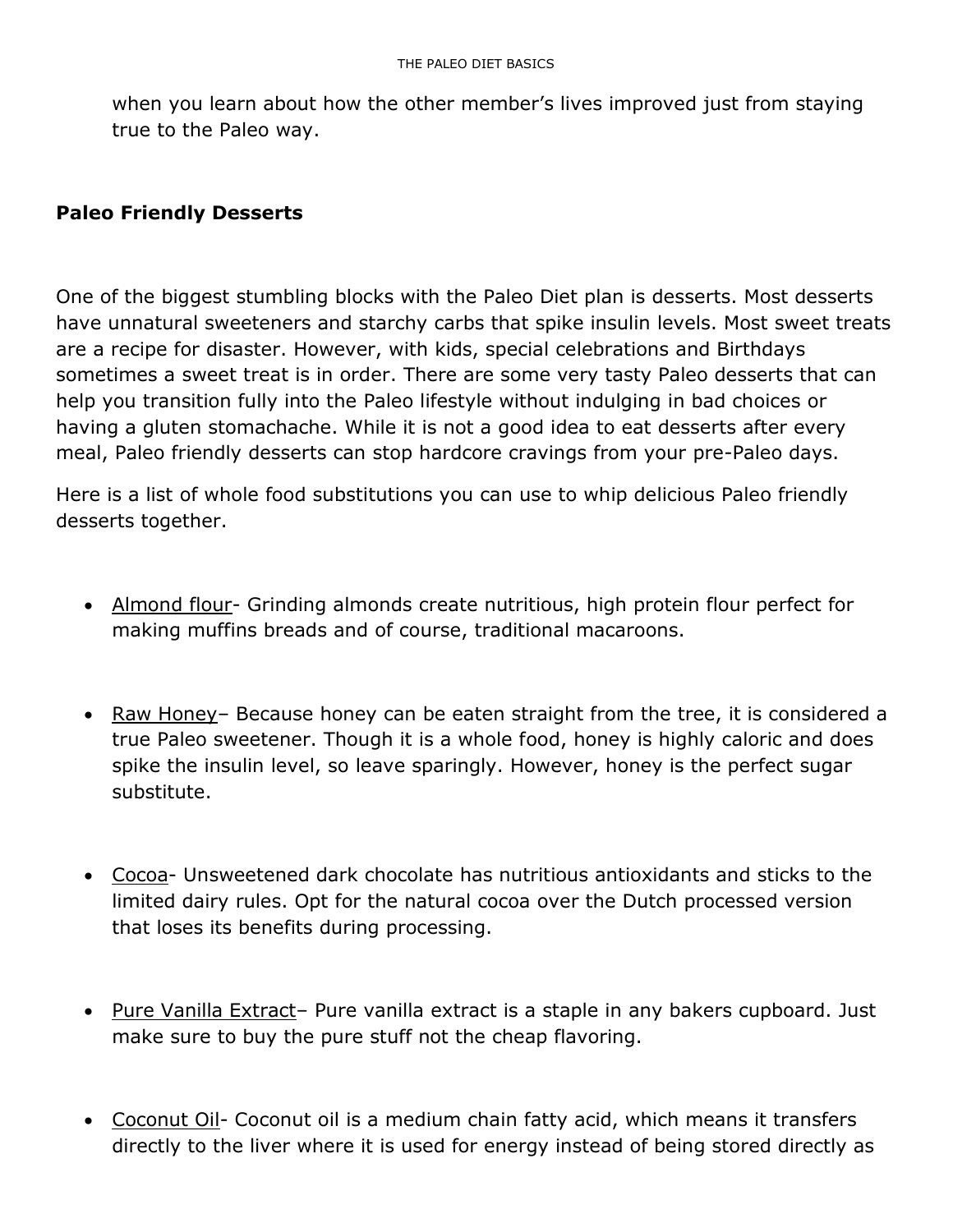when you learn about how the other member's lives improved just from staying true to the Paleo way.

**Paleo Friendly Desserts**

One of the biggest stumbling blocks with the Paleo Diet plan is desserts. Most desserts have unnatural sweeteners and starchy carbs that spike insulin levels. Most sweet treats are a recipe for disaster. However, with kids, special celebrations and Birthdays sometimes a sweet treat is in order. There are some very tasty Paleo desserts that can help you transition fully into the Paleo lifestyle without indulging in bad choices or having a gluten stomachache. While it is not a good idea to eat desserts after every meal, Paleo friendly desserts can stop hardcore cravings from your pre-Paleo days.

Here is a list of whole food substitutions you can use to whip delicious Paleo friendly desserts together.

- <u>Almond flour</u>- Grinding almonds create nutritious, high protein flour perfect for making muffins breads and of course, traditional macaroons.

- <u>Raw Honey</u>– Because honey can be eaten straight from the tree, it is considered a true Paleo sweetener. Though it is a whole food, honey is highly caloric and does spike the insulin level, so leave sparingly. However, honey is the perfect sugar substitute.

- <u>Cocoa</u>- Unsweetened dark chocolate has nutritious antioxidants and sticks to the limited dairy rules. Opt for the natural cocoa over the Dutch processed version that loses its benefits during processing.

- <u>Pure Vanilla Extract</u>– Pure vanilla extract is a staple in any bakers cupboard. Just make sure to buy the pure stuff not the cheap flavoring.

- <u>Coconut Oil</u>- Coconut oil is a medium chain fatty acid, which means it transfers directly to the liver where it is used for energy instead of being stored directly as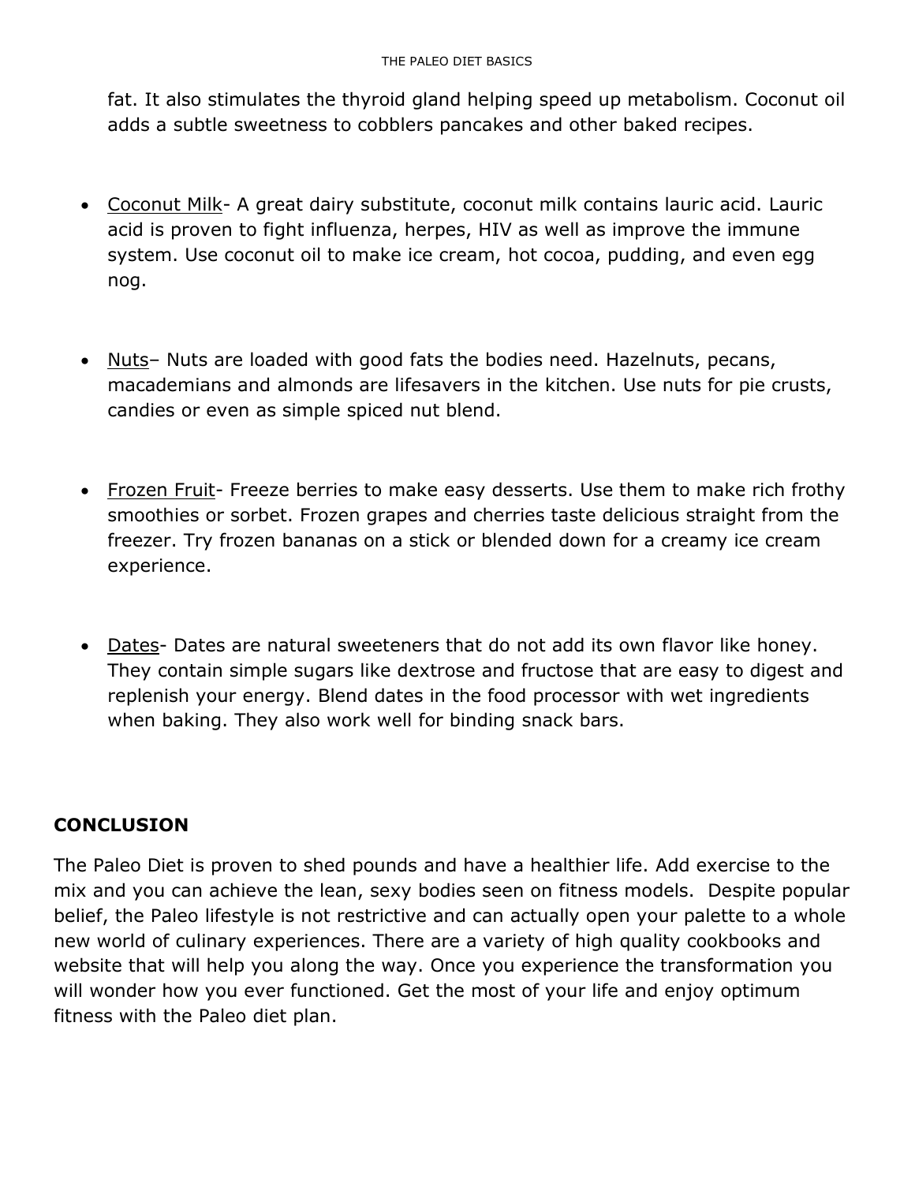fat. It also stimulates the thyroid gland helping speed up metabolism. Coconut oil adds a subtle sweetness to cobblers pancakes and other baked recipes.

- Coconut Milk- A great dairy substitute, coconut milk contains lauric acid. Lauric acid is proven to fight influenza, herpes, HIV as well as improve the immune system. Use coconut oil to make ice cream, hot cocoa, pudding, and even egg nog.

- Nuts– Nuts are loaded with good fats the bodies need. Hazelnuts, pecans, macademians and almonds are lifesavers in the kitchen. Use nuts for pie crusts, candies or even as simple spiced nut blend.

- Frozen Fruit- Freeze berries to make easy desserts. Use them to make rich frothy smoothies or sorbet. Frozen grapes and cherries taste delicious straight from the freezer. Try frozen bananas on a stick or blended down for a creamy ice cream experience.

- Dates- Dates are natural sweeteners that do not add its own flavor like honey. They contain simple sugars like dextrose and fructose that are easy to digest and replenish your energy. Blend dates in the food processor with wet ingredients when baking. They also work well for binding snack bars.

## CONCLUSION

The Paleo Diet is proven to shed pounds and have a healthier life. Add exercise to the mix and you can achieve the lean, sexy bodies seen on fitness models. Despite popular belief, the Paleo lifestyle is not restrictive and can actually open your palette to a whole new world of culinary experiences. There are a variety of high quality cookbooks and website that will help you along the way. Once you experience the transformation you will wonder how you ever functioned. Get the most of your life and enjoy optimum fitness with the Paleo diet plan.